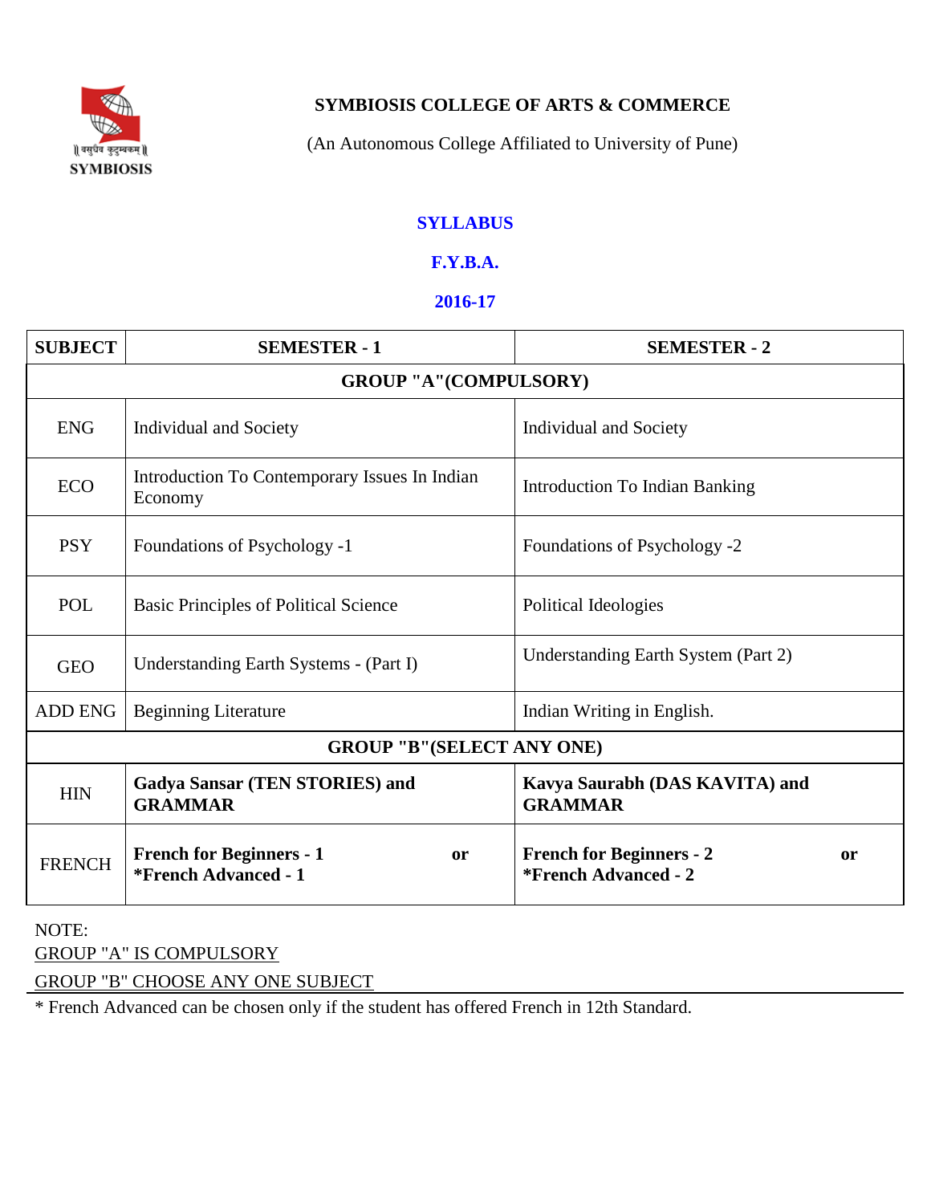# SYMBIOSIS COLLEGE OF ARTS & COMMERCE

(An Autonomous College Affiliated to University of Pune)

## SYLLABUS

## F.Y.B.A.

## 2016-17

| SUBJECT | SEMESTER - 1 | SEMESTER - 2 |
|---|---|---|
| **GROUP "A"(COMPULSORY)** | | |
| ENG | Individual and Society | Individual and Society |
| ECO | Introduction To Contemporary Issues In Indian Economy | Introduction To Indian Banking |
| PSY | Foundations of Psychology -1 | Foundations of Psychology -2 |
| POL | Basic Principles of Political Science | Political Ideologies |
| GEO | Understanding Earth Systems - (Part I) | Understanding Earth System (Part 2) |
| ADD ENG | Beginning Literature | Indian Writing in English. |
| **GROUP "B"(SELECT ANY ONE)** | | |
| HIN | **Gadya Sansar (TEN STORIES) and GRAMMAR** | **Kavya Saurabh (DAS KAVITA) and GRAMMAR** |
| FRENCH | **French for Beginners - 1 or *French Advanced - 1** | **French for Beginners - 2 or *French Advanced - 2** |

NOTE:

GROUP "A" IS COMPULSORY

GROUP "B" CHOOSE ANY ONE SUBJECT

* French Advanced can be chosen only if the student has offered French in 12th Standard.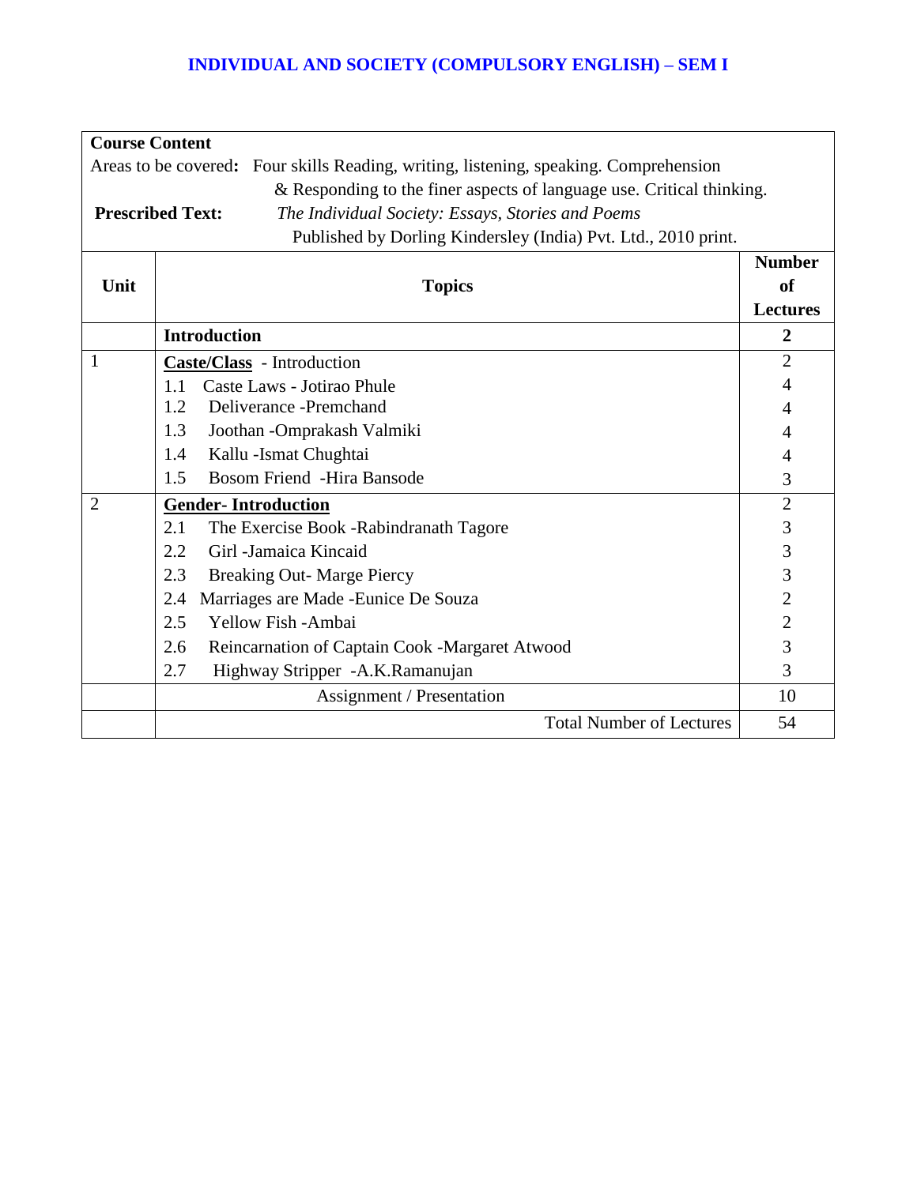## INDIVIDUAL AND SOCIETY (COMPULSORY ENGLISH) – SEM I

**Course Content**

Areas to be covered**:** Four skills Reading, writing, listening, speaking. Comprehension & Responding to the finer aspects of language use. Critical thinking.

**Prescribed Text:** *The Individual Society: Essays, Stories and Poems*
Published by Dorling Kindersley (India) Pvt. Ltd., 2010 print.

| Unit | Topics | Number of Lectures |
|---|---|---|
| | **Introduction** | **2** |
| 1 | **Caste/Class** - Introduction | 2 |
| | 1.1 Caste Laws - Jotirao Phule | 4 |
| | 1.2 Deliverance -Premchand | 4 |
| | 1.3 Joothan -Omprakash Valmiki | 4 |
| | 1.4 Kallu -Ismat Chughtai | 4 |
| | 1.5 Bosom Friend -Hira Bansode | 3 |
| 2 | **Gender- Introduction** | 2 |
| | 2.1 The Exercise Book -Rabindranath Tagore | 3 |
| | 2.2 Girl -Jamaica Kincaid | 3 |
| | 2.3 Breaking Out- Marge Piercy | 3 |
| | 2.4 Marriages are Made -Eunice De Souza | 2 |
| | 2.5 Yellow Fish -Ambai | 2 |
| | 2.6 Reincarnation of Captain Cook -Margaret Atwood | 3 |
| | 2.7 Highway Stripper -A.K.Ramanujan | 3 |
| | Assignment / Presentation | 10 |
| | Total Number of Lectures | 54 |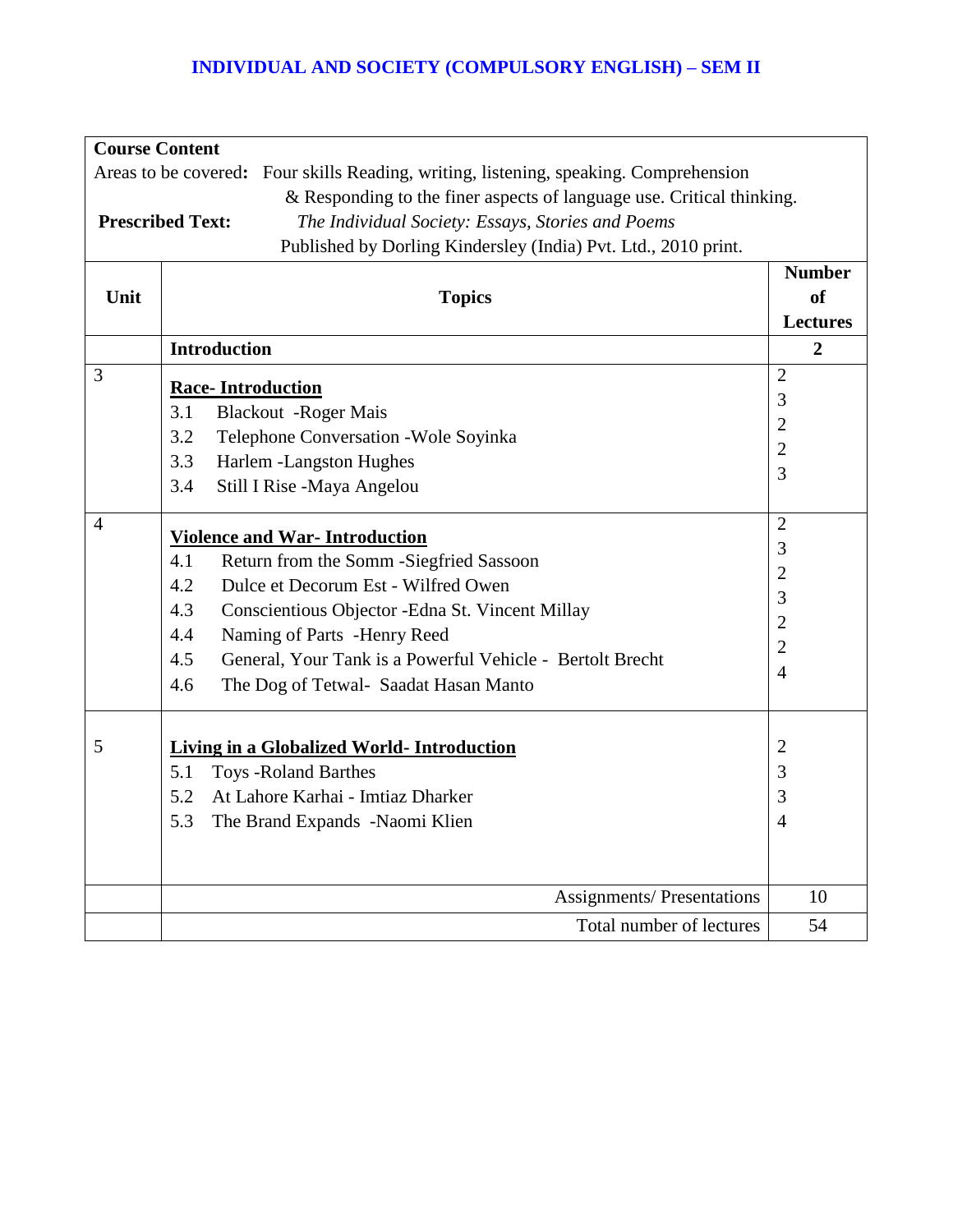## INDIVIDUAL AND SOCIETY (COMPULSORY ENGLISH) – SEM II

**Course Content**

Areas to be covered**:** Four skills Reading, writing, listening, speaking. Comprehension & Responding to the finer aspects of language use. Critical thinking.

**Prescribed Text:** *The Individual Society: Essays, Stories and Poems* Published by Dorling Kindersley (India) Pvt. Ltd., 2010 print.

| Unit | Topics | Number of Lectures |
|---|---|---|
| | **Introduction** | **2** |
| 3 | **Race- Introduction** | 2 |
| | 3.1 Blackout -Roger Mais | 3 |
| | 3.2 Telephone Conversation -Wole Soyinka | 2 |
| | 3.3 Harlem -Langston Hughes | 2 |
| | 3.4 Still I Rise -Maya Angelou | 3 |
| 4 | **Violence and War- Introduction** | 2 |
| | 4.1 Return from the Somm -Siegfried Sassoon | 3 |
| | 4.2 Dulce et Decorum Est - Wilfred Owen | 2 |
| | 4.3 Conscientious Objector -Edna St. Vincent Millay | 3 |
| | 4.4 Naming of Parts -Henry Reed | 2 |
| | 4.5 General, Your Tank is a Powerful Vehicle - Bertolt Brecht | 2 |
| | 4.6 The Dog of Tetwal- Saadat Hasan Manto | 4 |
| 5 | **Living in a Globalized World- Introduction** | 2 |
| | 5.1 Toys -Roland Barthes | 3 |
| | 5.2 At Lahore Karhai - Imtiaz Dharker | 3 |
| | 5.3 The Brand Expands -Naomi Klien | 4 |
| | Assignments/ Presentations | 10 |
| | Total number of lectures | 54 |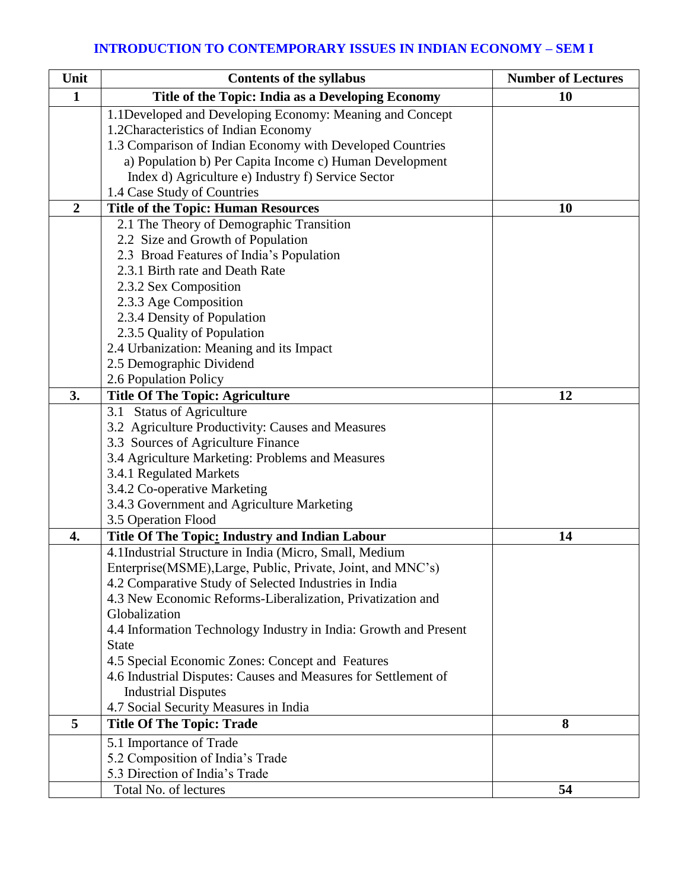## INTRODUCTION TO CONTEMPORARY ISSUES IN INDIAN ECONOMY – SEM I

| Unit | Contents of the syllabus | Number of Lectures |
|---|---|---|
| **1** | **Title of the Topic: India as a Developing Economy** | **10** |
| | 1.1Developed and Developing Economy: Meaning and Concept<br>1.2Characteristics of Indian Economy<br>1.3 Comparison of Indian Economy with Developed Countries<br>a) Population b) Per Capita Income c) Human Development Index d) Agriculture e) Industry f) Service Sector<br>1.4 Case Study of Countries | |
| **2** | **Title of the Topic: Human Resources** | **10** |
| | 2.1 The Theory of Demographic Transition<br>2.2 Size and Growth of Population<br>2.3 Broad Features of India's Population<br>2.3.1 Birth rate and Death Rate<br>2.3.2 Sex Composition<br>2.3.3 Age Composition<br>2.3.4 Density of Population<br>2.3.5 Quality of Population<br>2.4 Urbanization: Meaning and its Impact<br>2.5 Demographic Dividend<br>2.6 Population Policy | |
| **3.** | **Title Of The Topic: Agriculture** | **12** |
| | 3.1 Status of Agriculture<br>3.2 Agriculture Productivity: Causes and Measures<br>3.3 Sources of Agriculture Finance<br>3.4 Agriculture Marketing: Problems and Measures<br>3.4.1 Regulated Markets<br>3.4.2 Co-operative Marketing<br>3.4.3 Government and Agriculture Marketing<br>3.5 Operation Flood | |
| **4.** | **Title Of The Topic: Industry and Indian Labour** | **14** |
| | 4.1Industrial Structure in India (Micro, Small, Medium Enterprise(MSME),Large, Public, Private, Joint, and MNC's)<br>4.2 Comparative Study of Selected Industries in India<br>4.3 New Economic Reforms-Liberalization, Privatization and Globalization<br>4.4 Information Technology Industry in India: Growth and Present State<br>4.5 Special Economic Zones: Concept and Features<br>4.6 Industrial Disputes: Causes and Measures for Settlement of Industrial Disputes<br>4.7 Social Security Measures in India | |
| **5** | **Title Of The Topic: Trade** | **8** |
| | 5.1 Importance of Trade<br>5.2 Composition of India's Trade<br>5.3 Direction of India's Trade | |
| | Total No. of lectures | **54** |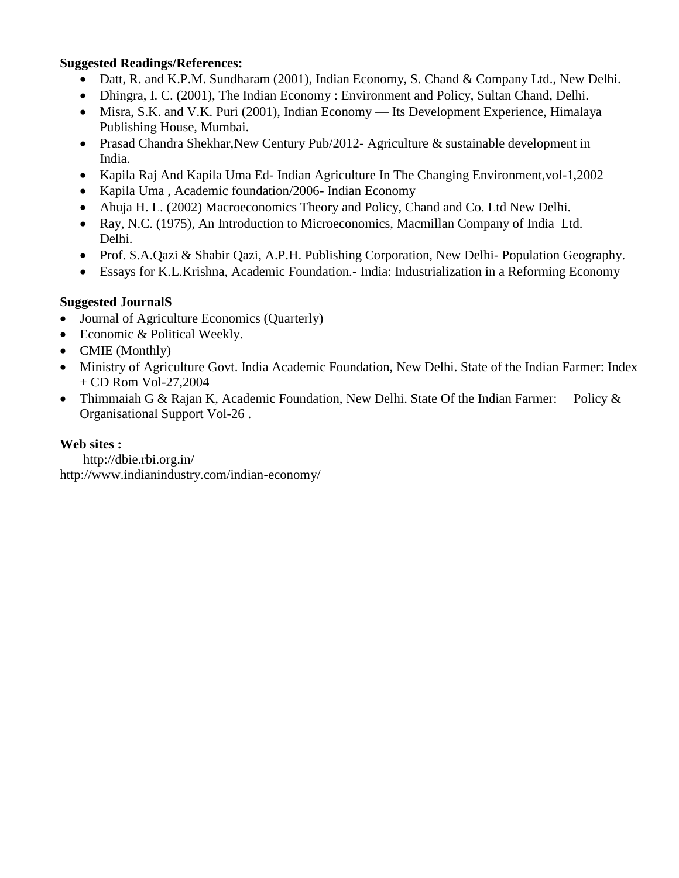**Suggested Readings/References:**

- Datt, R. and K.P.M. Sundharam (2001), Indian Economy, S. Chand & Company Ltd., New Delhi.
- Dhingra, I. C. (2001), The Indian Economy : Environment and Policy, Sultan Chand, Delhi.
- Misra, S.K. and V.K. Puri (2001), Indian Economy — Its Development Experience, Himalaya Publishing House, Mumbai.
- Prasad Chandra Shekhar,New Century Pub/2012- Agriculture & sustainable development in India.
- Kapila Raj And Kapila Uma Ed- Indian Agriculture In The Changing Environment,vol-1,2002
- Kapila Uma , Academic foundation/2006- Indian Economy
- Ahuja H. L. (2002) Macroeconomics Theory and Policy, Chand and Co. Ltd New Delhi.
- Ray, N.C. (1975), An Introduction to Microeconomics, Macmillan Company of India Ltd. Delhi.
- Prof. S.A.Qazi & Shabir Qazi, A.P.H. Publishing Corporation, New Delhi- Population Geography.
- Essays for K.L.Krishna, Academic Foundation.- India: Industrialization in a Reforming Economy

**Suggested JournalS**

- Journal of Agriculture Economics (Quarterly)
- Economic & Political Weekly.
- CMIE (Monthly)
- Ministry of Agriculture Govt. India Academic Foundation, New Delhi. State of the Indian Farmer: Index + CD Rom Vol-27,2004
- Thimmaiah G & Rajan K, Academic Foundation, New Delhi. State Of the Indian Farmer: Policy & Organisational Support Vol-26 .

**Web sites :**

http://dbie.rbi.org.in/
http://www.indianindustry.com/indian-economy/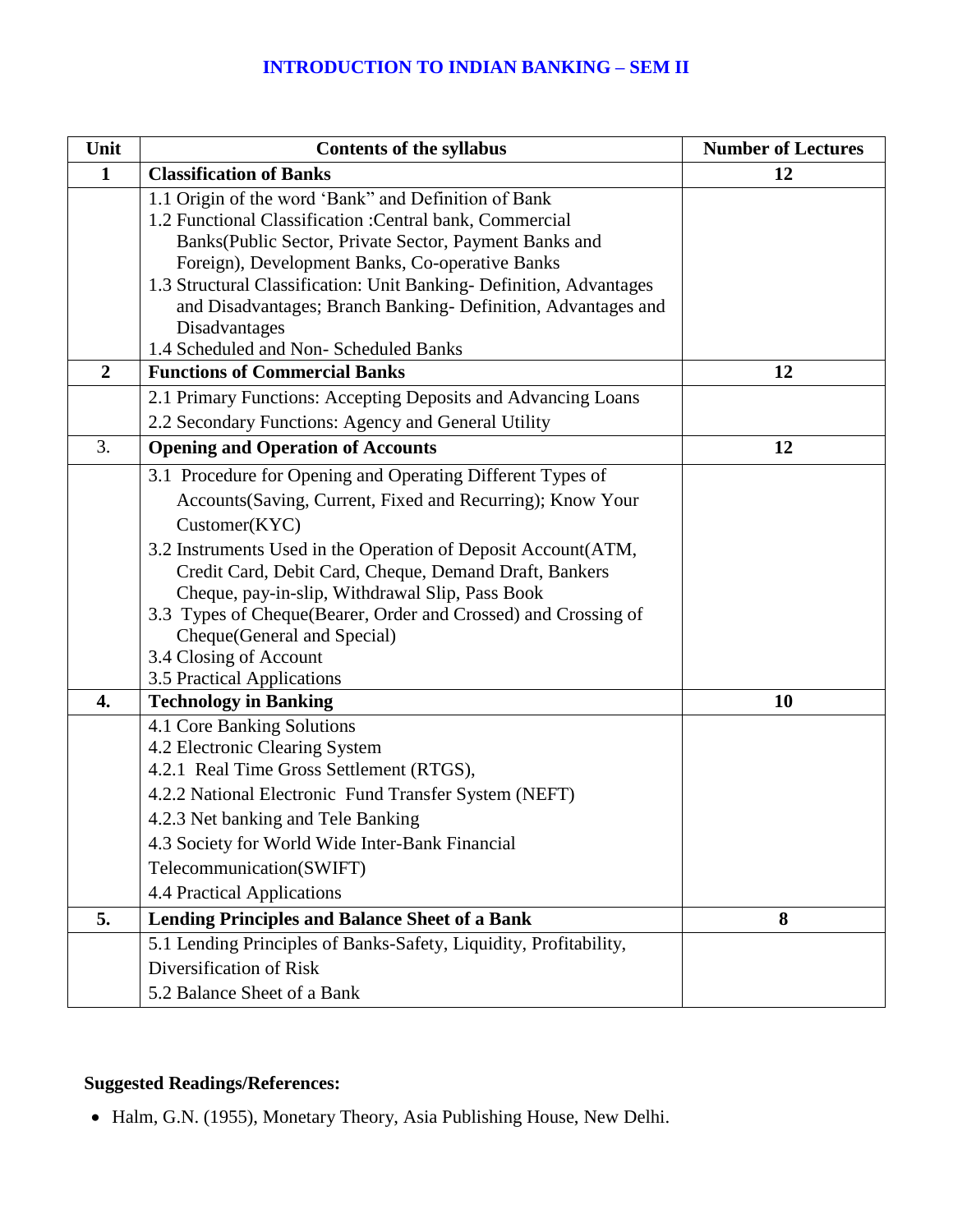# INTRODUCTION TO INDIAN BANKING – SEM II

| Unit | Contents of the syllabus | Number of Lectures |
|---|---|---|
| **1** | **Classification of Banks** | **12** |
| | 1.1 Origin of the word 'Bank" and Definition of Bank<br>1.2 Functional Classification :Central bank, Commercial Banks(Public Sector, Private Sector, Payment Banks and Foreign), Development Banks, Co-operative Banks<br>1.3 Structural Classification: Unit Banking- Definition, Advantages and Disadvantages; Branch Banking- Definition, Advantages and Disadvantages<br>1.4 Scheduled and Non- Scheduled Banks | |
| **2** | **Functions of Commercial Banks** | **12** |
| | 2.1 Primary Functions: Accepting Deposits and Advancing Loans<br>2.2 Secondary Functions: Agency and General Utility | |
| 3. | **Opening and Operation of Accounts** | **12** |
| | 3.1 Procedure for Opening and Operating Different Types of Accounts(Saving, Current, Fixed and Recurring); Know Your Customer(KYC)<br>3.2 Instruments Used in the Operation of Deposit Account(ATM, Credit Card, Debit Card, Cheque, Demand Draft, Bankers Cheque, pay-in-slip, Withdrawal Slip, Pass Book<br>3.3 Types of Cheque(Bearer, Order and Crossed) and Crossing of Cheque(General and Special)<br>3.4 Closing of Account<br>3.5 Practical Applications | |
| **4.** | **Technology in Banking** | **10** |
| | 4.1 Core Banking Solutions<br>4.2 Electronic Clearing System<br>4.2.1 Real Time Gross Settlement (RTGS),<br>4.2.2 National Electronic Fund Transfer System (NEFT)<br>4.2.3 Net banking and Tele Banking<br>4.3 Society for World Wide Inter-Bank Financial Telecommunication(SWIFT)<br>4.4 Practical Applications | |
| **5.** | **Lending Principles and Balance Sheet of a Bank** | **8** |
| | 5.1 Lending Principles of Banks-Safety, Liquidity, Profitability, Diversification of Risk<br>5.2 Balance Sheet of a Bank | |

**Suggested Readings/References:**

- Halm, G.N. (1955), Monetary Theory, Asia Publishing House, New Delhi.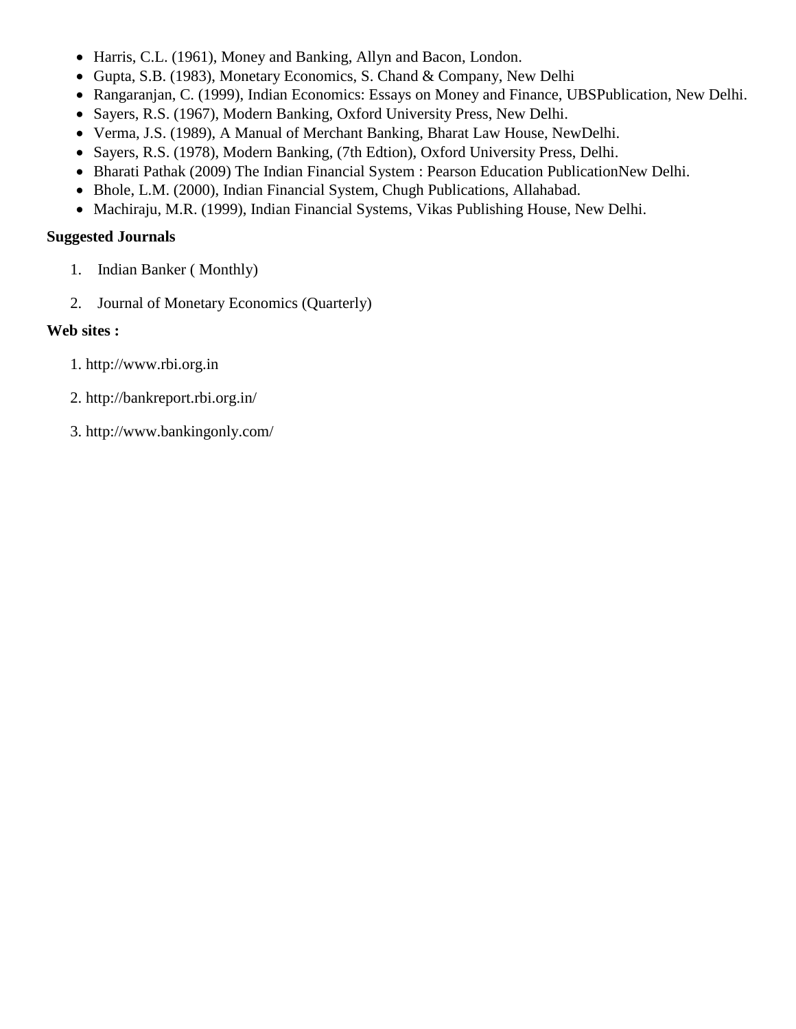- Harris, C.L. (1961), Money and Banking, Allyn and Bacon, London.
- Gupta, S.B. (1983), Monetary Economics, S. Chand & Company, New Delhi
- Rangaranjan, C. (1999), Indian Economics: Essays on Money and Finance, UBSPublication, New Delhi.
- Sayers, R.S. (1967), Modern Banking, Oxford University Press, New Delhi.
- Verma, J.S. (1989), A Manual of Merchant Banking, Bharat Law House, NewDelhi.
- Sayers, R.S. (1978), Modern Banking, (7th Edtion), Oxford University Press, Delhi.
- Bharati Pathak (2009) The Indian Financial System : Pearson Education PublicationNew Delhi.
- Bhole, L.M. (2000), Indian Financial System, Chugh Publications, Allahabad.
- Machiraju, M.R. (1999), Indian Financial Systems, Vikas Publishing House, New Delhi.

**Suggested Journals**

1. Indian Banker ( Monthly)
2. Journal of Monetary Economics (Quarterly)

**Web sites :**

1. http://www.rbi.org.in
2. http://bankreport.rbi.org.in/
3. http://www.bankingonly.com/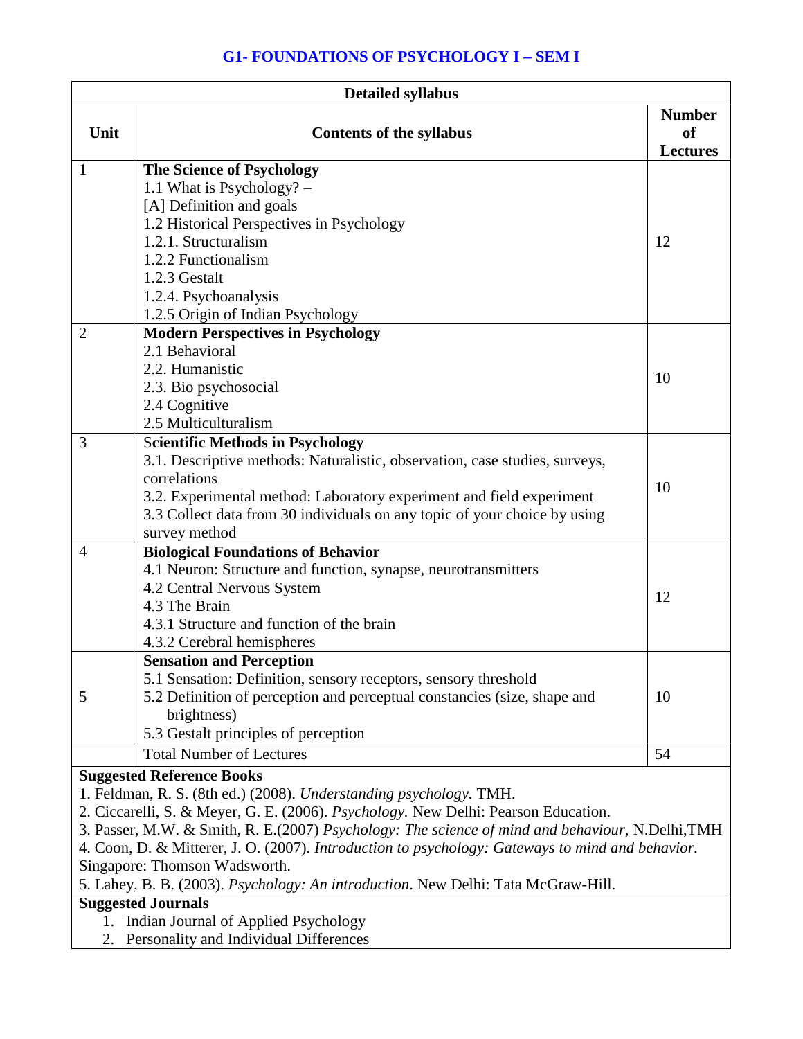# G1- FOUNDATIONS OF PSYCHOLOGY I – SEM I

| Detailed syllabus | | |
|---|---|---|
| **Unit** | **Contents of the syllabus** | **Number of Lectures** |
| 1 | **The Science of Psychology**<br>1.1 What is Psychology? –<br>[A] Definition and goals<br>1.2 Historical Perspectives in Psychology<br>1.2.1. Structuralism<br>1.2.2 Functionalism<br>1.2.3 Gestalt<br>1.2.4. Psychoanalysis<br>1.2.5 Origin of Indian Psychology | 12 |
| 2 | **Modern Perspectives in Psychology**<br>2.1 Behavioral<br>2.2. Humanistic<br>2.3. Bio psychosocial<br>2.4 Cognitive<br>2.5 Multiculturalism | 10 |
| 3 | **Scientific Methods in Psychology**<br>3.1. Descriptive methods: Naturalistic, observation, case studies, surveys, correlations<br>3.2. Experimental method: Laboratory experiment and field experiment<br>3.3 Collect data from 30 individuals on any topic of your choice by using survey method | 10 |
| 4 | **Biological Foundations of Behavior**<br>4.1 Neuron: Structure and function, synapse, neurotransmitters<br>4.2 Central Nervous System<br>4.3 The Brain<br>4.3.1 Structure and function of the brain<br>4.3.2 Cerebral hemispheres | 12 |
| 5 | **Sensation and Perception**<br>5.1 Sensation: Definition, sensory receptors, sensory threshold<br>5.2 Definition of perception and perceptual constancies (size, shape and brightness)<br>5.3 Gestalt principles of perception | 10 |
| | Total Number of Lectures | 54 |

**Suggested Reference Books**

1. Feldman, R. S. (8th ed.) (2008). *Understanding psychology.* TMH.
2. Ciccarelli, S. & Meyer, G. E. (2006). *Psychology.* New Delhi: Pearson Education.
3. Passer, M.W. & Smith, R. E.(2007) *Psychology: The science of mind and behaviour,* N.Delhi,TMH
4. Coon, D. & Mitterer, J. O. (2007). *Introduction to psychology: Gateways to mind and behavior.* Singapore: Thomson Wadsworth.
5. Lahey, B. B. (2003). *Psychology: An introduction*. New Delhi: Tata McGraw-Hill.

**Suggested Journals**

1. Indian Journal of Applied Psychology
2. Personality and Individual Differences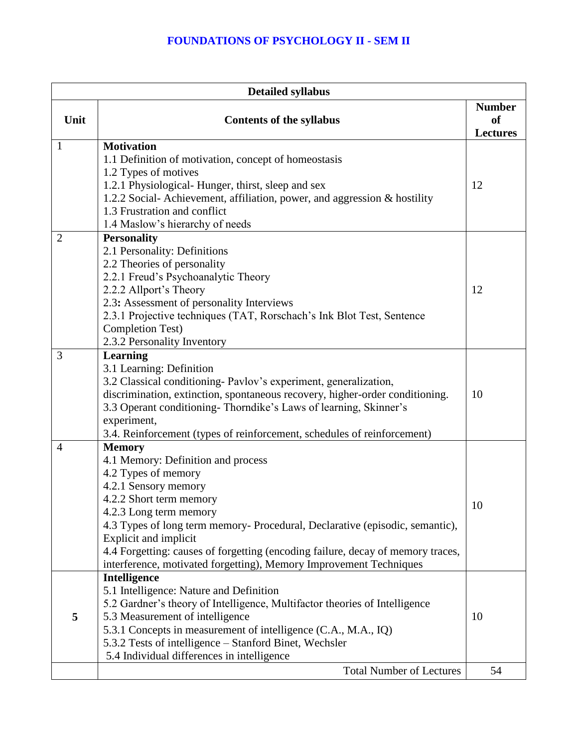# FOUNDATIONS OF PSYCHOLOGY II - SEM II

| Detailed syllabus | | |
|---|---|---|
| **Unit** | **Contents of the syllabus** | **Number of Lectures** |
| 1 | **Motivation**<br>1.1 Definition of motivation, concept of homeostasis<br>1.2 Types of motives<br>1.2.1 Physiological- Hunger, thirst, sleep and sex<br>1.2.2 Social- Achievement, affiliation, power, and aggression & hostility<br>1.3 Frustration and conflict<br>1.4 Maslow's hierarchy of needs | 12 |
| 2 | **Personality**<br>2.1 Personality: Definitions<br>2.2 Theories of personality<br>2.2.1 Freud's Psychoanalytic Theory<br>2.2.2 Allport's Theory<br>2.3**:** Assessment of personality Interviews<br>2.3.1 Projective techniques (TAT, Rorschach's Ink Blot Test, Sentence Completion Test)<br>2.3.2 Personality Inventory | 12 |
| 3 | **Learning**<br>3.1 Learning: Definition<br>3.2 Classical conditioning- Pavlov's experiment, generalization, discrimination, extinction, spontaneous recovery, higher-order conditioning.<br>3.3 Operant conditioning- Thorndike's Laws of learning, Skinner's experiment,<br>3.4. Reinforcement (types of reinforcement, schedules of reinforcement) | 10 |
| 4 | **Memory**<br>4.1 Memory: Definition and process<br>4.2 Types of memory<br>4.2.1 Sensory memory<br>4.2.2 Short term memory<br>4.2.3 Long term memory<br>4.3 Types of long term memory- Procedural, Declarative (episodic, semantic), Explicit and implicit<br>4.4 Forgetting: causes of forgetting (encoding failure, decay of memory traces, interference, motivated forgetting), Memory Improvement Techniques | 10 |
| **5** | **Intelligence**<br>5.1 Intelligence: Nature and Definition<br>5.2 Gardner's theory of Intelligence, Multifactor theories of Intelligence<br>5.3 Measurement of intelligence<br>5.3.1 Concepts in measurement of intelligence (C.A., M.A., IQ)<br>5.3.2 Tests of intelligence – Stanford Binet, Wechsler<br>5.4 Individual differences in intelligence | 10 |
| | Total Number of Lectures | 54 |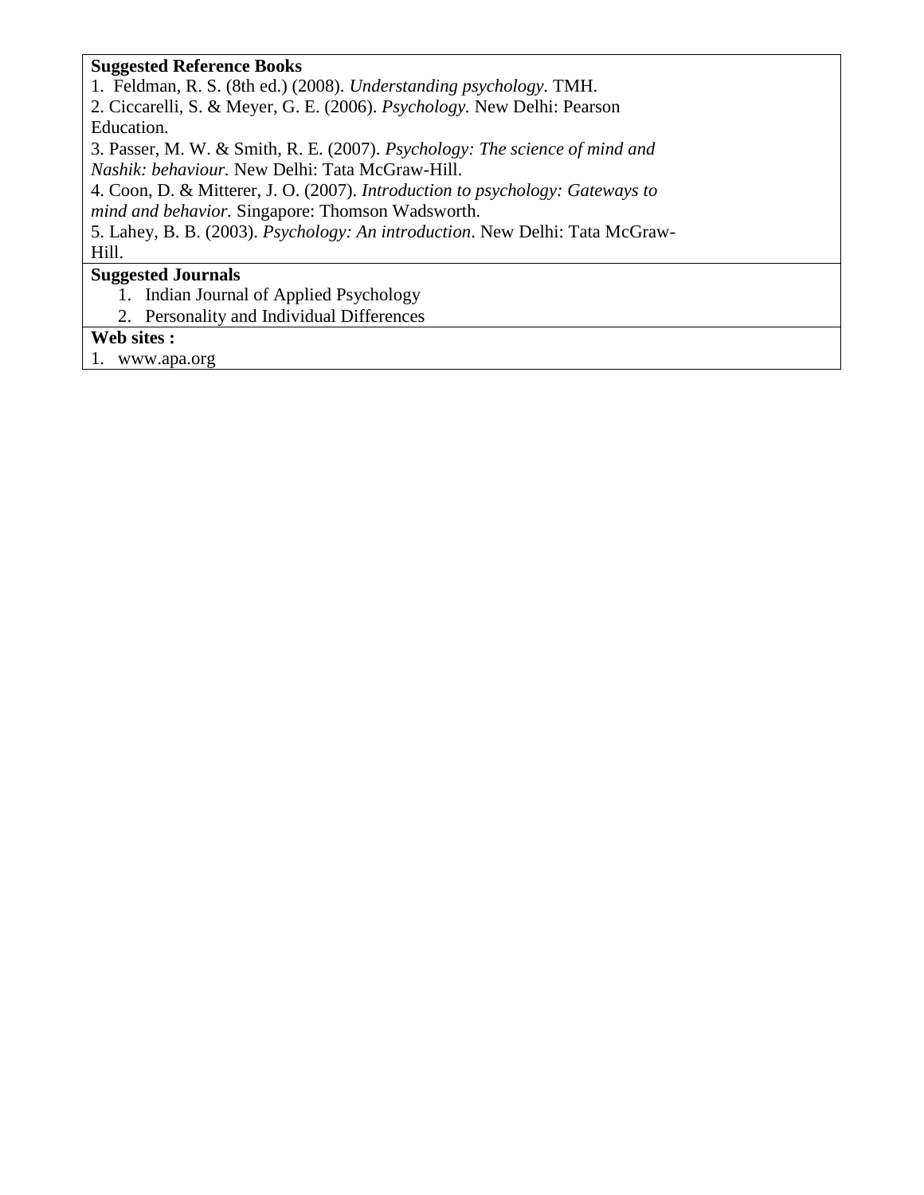**Suggested Reference Books**

1. Feldman, R. S. (8th ed.) (2008). *Understanding psychology.* TMH.
2. Ciccarelli, S. & Meyer, G. E. (2006). *Psychology.* New Delhi: Pearson Education.
3. Passer, M. W. & Smith, R. E. (2007). *Psychology: The science of mind and Nashik: behaviour.* New Delhi: Tata McGraw-Hill.
4. Coon, D. & Mitterer, J. O. (2007). *Introduction to psychology: Gateways to mind and behavior.* Singapore: Thomson Wadsworth.
5. Lahey, B. B. (2003). *Psychology: An introduction*. New Delhi: Tata McGraw-Hill.

**Suggested Journals**

1. Indian Journal of Applied Psychology
2. Personality and Individual Differences

**Web sites :**

1. www.apa.org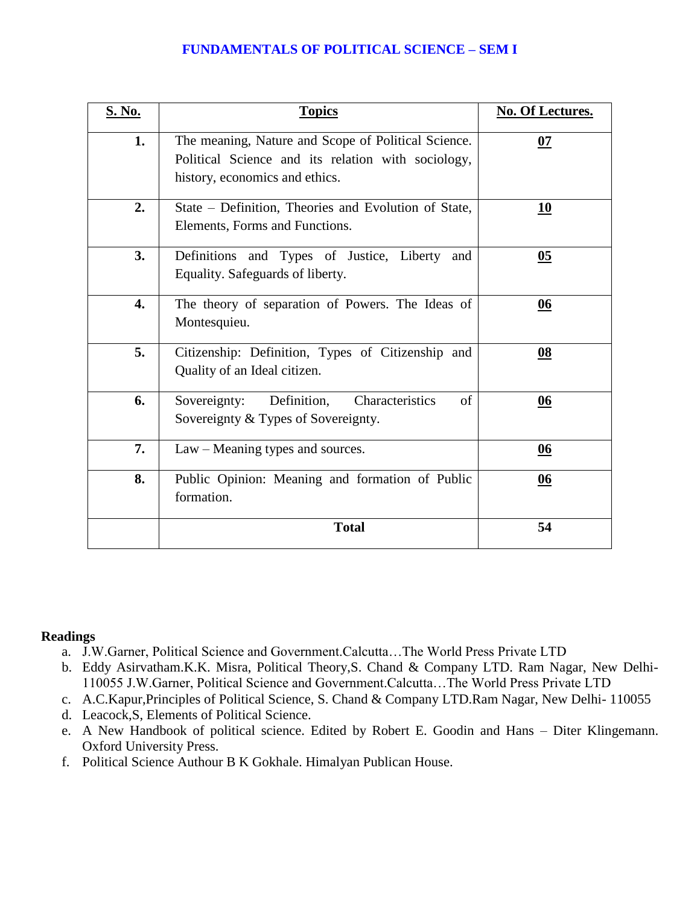## FUNDAMENTALS OF POLITICAL SCIENCE – SEM I

| S. No. | Topics | No. Of Lectures. |
|---|---|---|
| **1.** | The meaning, Nature and Scope of Political Science. Political Science and its relation with sociology, history, economics and ethics. | **07** |
| **2.** | State – Definition, Theories and Evolution of State, Elements, Forms and Functions. | **10** |
| **3.** | Definitions and Types of Justice, Liberty and Equality. Safeguards of liberty. | **05** |
| **4.** | The theory of separation of Powers. The Ideas of Montesquieu. | **06** |
| **5.** | Citizenship: Definition, Types of Citizenship and Quality of an Ideal citizen. | **08** |
| **6.** | Sovereignty: Definition, Characteristics of Sovereignty & Types of Sovereignty. | **06** |
| **7.** | Law – Meaning types and sources. | **06** |
| **8.** | Public Opinion: Meaning and formation of Public formation. | **06** |
| | **Total** | **54** |

**Readings**

a. J.W.Garner, Political Science and Government.Calcutta…The World Press Private LTD
b. Eddy Asirvatham.K.K. Misra, Political Theory,S. Chand & Company LTD. Ram Nagar, New Delhi-110055 J.W.Garner, Political Science and Government.Calcutta…The World Press Private LTD
c. A.C.Kapur,Principles of Political Science, S. Chand & Company LTD.Ram Nagar, New Delhi- 110055
d. Leacock,S, Elements of Political Science.
e. A New Handbook of political science. Edited by Robert E. Goodin and Hans – Diter Klingemann. Oxford University Press.
f. Political Science Authour B K Gokhale. Himalyan Publican House.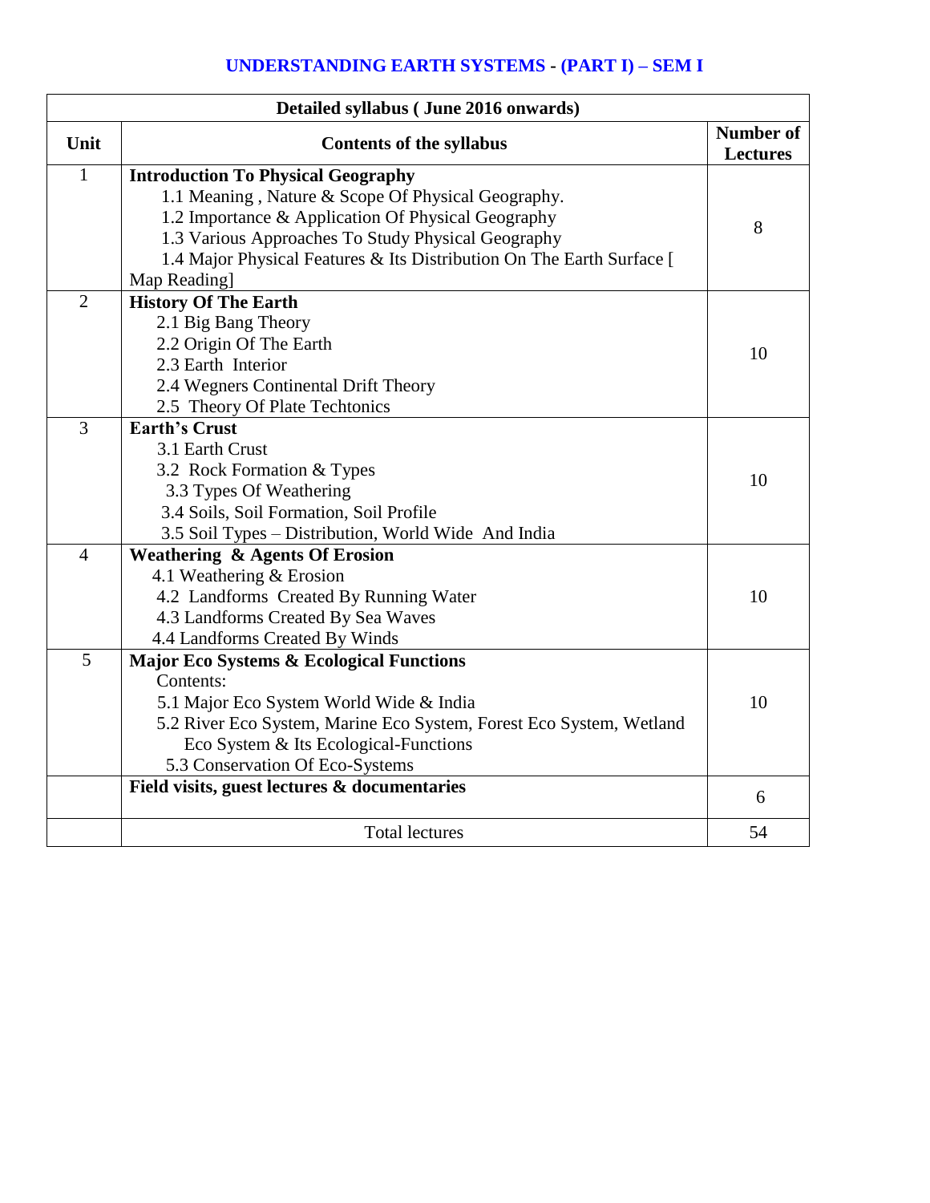## UNDERSTANDING EARTH SYSTEMS - (PART I) – SEM I

| Detailed syllabus ( June 2016 onwards) | | |
|---|---|---|
| **Unit** | **Contents of the syllabus** | **Number of Lectures** |
| 1 | **Introduction To Physical Geography**<br>1.1 Meaning , Nature & Scope Of Physical Geography.<br>1.2 Importance & Application Of Physical Geography<br>1.3 Various Approaches To Study Physical Geography<br>1.4 Major Physical Features & Its Distribution On The Earth Surface [ Map Reading] | 8 |
| 2 | **History Of The Earth**<br>2.1 Big Bang Theory<br>2.2 Origin Of The Earth<br>2.3 Earth Interior<br>2.4 Wegners Continental Drift Theory<br>2.5 Theory Of Plate Techtonics | 10 |
| 3 | **Earth's Crust**<br>3.1 Earth Crust<br>3.2 Rock Formation & Types<br>3.3 Types Of Weathering<br>3.4 Soils, Soil Formation, Soil Profile<br>3.5 Soil Types – Distribution, World Wide And India | 10 |
| 4 | **Weathering & Agents Of Erosion**<br>4.1 Weathering & Erosion<br>4.2 Landforms Created By Running Water<br>4.3 Landforms Created By Sea Waves<br>4.4 Landforms Created By Winds | 10 |
| 5 | **Major Eco Systems & Ecological Functions**<br>Contents:<br>5.1 Major Eco System World Wide & India<br>5.2 River Eco System, Marine Eco System, Forest Eco System, Wetland Eco System & Its Ecological-Functions<br>5.3 Conservation Of Eco-Systems | 10 |
| | **Field visits, guest lectures & documentaries** | 6 |
| | Total lectures | 54 |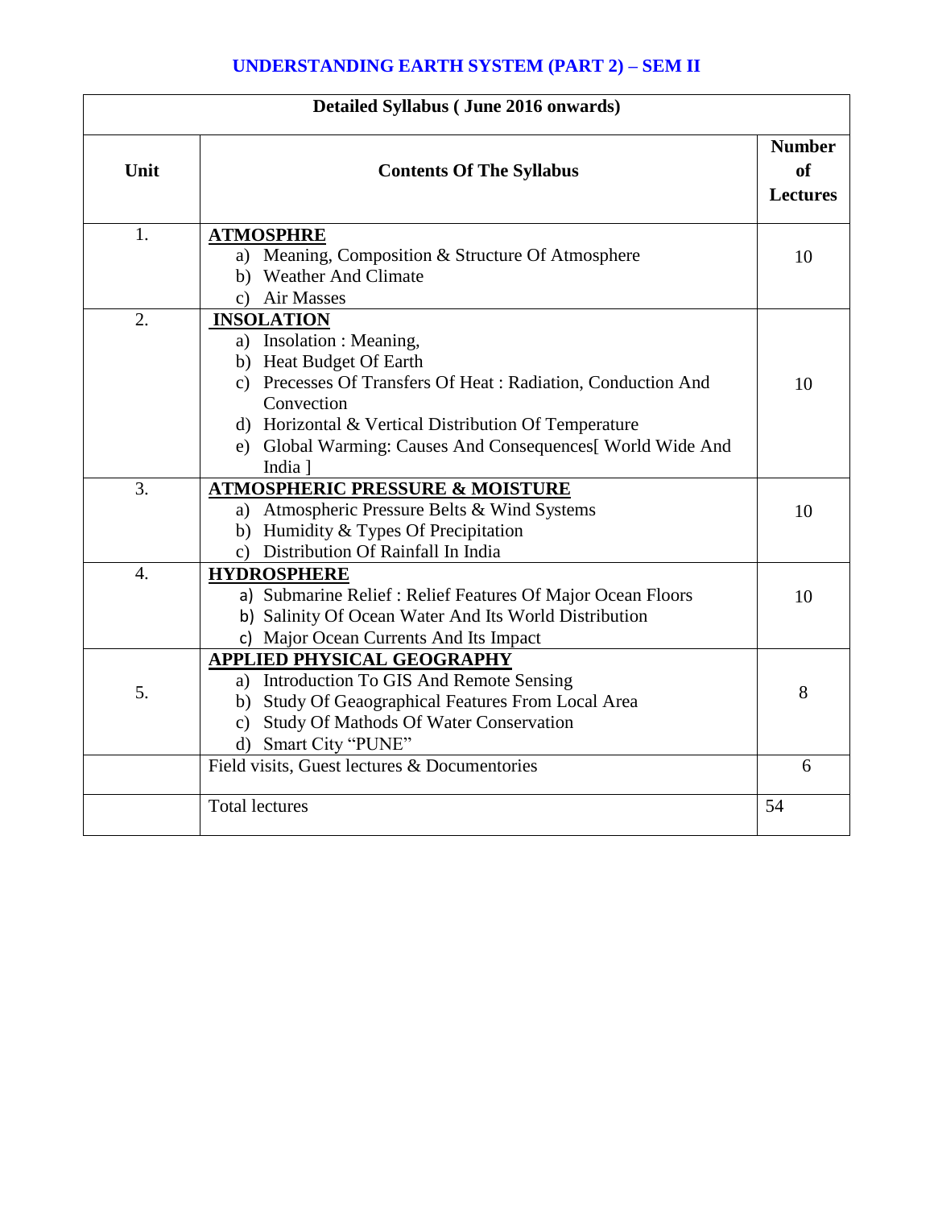## UNDERSTANDING EARTH SYSTEM (PART 2) – SEM II

| Detailed Syllabus ( June 2016 onwards) | | |
|---|---|---|
| **Unit** | **Contents Of The Syllabus** | **Number of Lectures** |
| 1. | **<u>ATMOSPHRE</u>**<br>a) Meaning, Composition & Structure Of Atmosphere<br>b) Weather And Climate<br>c) Air Masses | 10 |
| 2. | **<u>INSOLATION</u>**<br>a) Insolation : Meaning,<br>b) Heat Budget Of Earth<br>c) Precesses Of Transfers Of Heat : Radiation, Conduction And Convection<br>d) Horizontal & Vertical Distribution Of Temperature<br>e) Global Warming: Causes And Consequences[ World Wide And India ] | 10 |
| 3. | **<u>ATMOSPHERIC PRESSURE & MOISTURE</u>**<br>a) Atmospheric Pressure Belts & Wind Systems<br>b) Humidity & Types Of Precipitation<br>c) Distribution Of Rainfall In India | 10 |
| 4. | **<u>HYDROSPHERE</u>**<br>a) Submarine Relief : Relief Features Of Major Ocean Floors<br>b) Salinity Of Ocean Water And Its World Distribution<br>c) Major Ocean Currents And Its Impact | 10 |
| 5. | **<u>APPLIED PHYSICAL GEOGRAPHY</u>**<br>a) Introduction To GIS And Remote Sensing<br>b) Study Of Geaographical Features From Local Area<br>c) Study Of Mathods Of Water Conservation<br>d) Smart City "PUNE" | 8 |
| | Field visits, Guest lectures & Documentories | 6 |
| | Total lectures | 54 |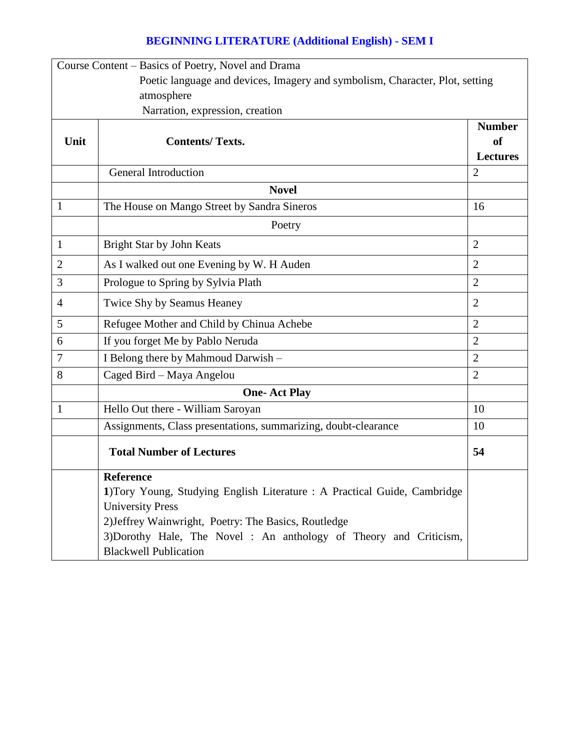## BEGINNING LITERATURE (Additional English) - SEM I

| | | |
|---|---|---|
| Course Content – Basics of Poetry, Novel and Drama<br>Poetic language and devices, Imagery and symbolism, Character, Plot, setting atmosphere<br>Narration, expression, creation | | |
| **Unit** | **Contents/ Texts.** | **Number of Lectures** |
| | General Introduction | 2 |
| | **Novel** | |
| 1 | The House on Mango Street by Sandra Sineros | 16 |
| | Poetry | |
| 1 | Bright Star by John Keats | 2 |
| 2 | As I walked out one Evening by W. H Auden | 2 |
| 3 | Prologue to Spring by Sylvia Plath | 2 |
| 4 | Twice Shy by Seamus Heaney | 2 |
| 5 | Refugee Mother and Child by Chinua Achebe | 2 |
| 6 | If you forget Me by Pablo Neruda | 2 |
| 7 | I Belong there by Mahmoud Darwish – | 2 |
| 8 | Caged Bird – Maya Angelou | 2 |
| | **One- Act Play** | |
| 1 | Hello Out there - William Saroyan | 10 |
| | Assignments, Class presentations, summarizing, doubt-clearance | 10 |
| | **Total Number of Lectures** | **54** |
| | **Reference**<br>**1**)Tory Young, Studying English Literature : A Practical Guide, Cambridge University Press<br>2)Jeffrey Wainwright, Poetry: The Basics, Routledge<br>3)Dorothy Hale, The Novel : An anthology of Theory and Criticism, Blackwell Publication | |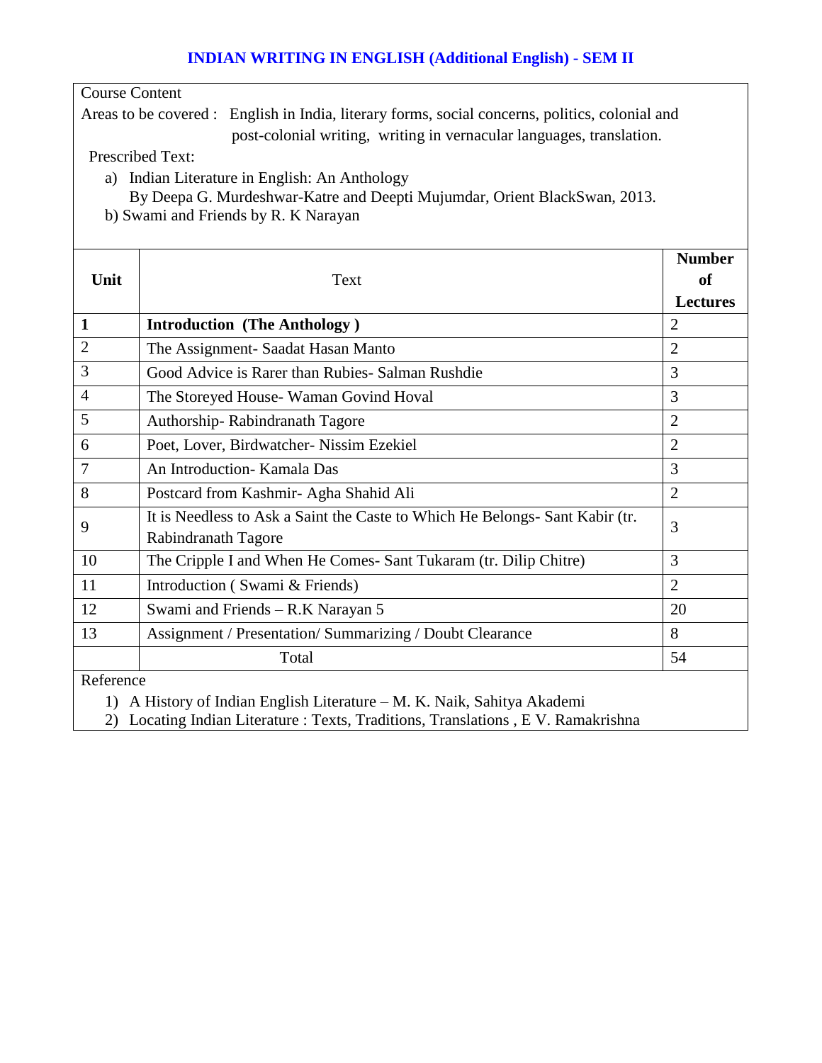## INDIAN WRITING IN ENGLISH (Additional English) - SEM II

Course Content

Areas to be covered : English in India, literary forms, social concerns, politics, colonial and post-colonial writing, writing in vernacular languages, translation.

Prescribed Text:

a) Indian Literature in English: An Anthology
   By Deepa G. Murdeshwar-Katre and Deepti Mujumdar, Orient BlackSwan, 2013.

b) Swami and Friends by R. K Narayan

| Unit | Text | Number of Lectures |
|---|---|---|
| **1** | **Introduction (The Anthology )** | 2 |
| 2 | The Assignment- Saadat Hasan Manto | 2 |
| 3 | Good Advice is Rarer than Rubies- Salman Rushdie | 3 |
| 4 | The Storeyed House- Waman Govind Hoval | 3 |
| 5 | Authorship- Rabindranath Tagore | 2 |
| 6 | Poet, Lover, Birdwatcher- Nissim Ezekiel | 2 |
| 7 | An Introduction- Kamala Das | 3 |
| 8 | Postcard from Kashmir- Agha Shahid Ali | 2 |
| 9 | It is Needless to Ask a Saint the Caste to Which He Belongs- Sant Kabir (tr. Rabindranath Tagore | 3 |
| 10 | The Cripple I and When He Comes- Sant Tukaram (tr. Dilip Chitre) | 3 |
| 11 | Introduction ( Swami & Friends) | 2 |
| 12 | Swami and Friends – R.K Narayan 5 | 20 |
| 13 | Assignment / Presentation/ Summarizing / Doubt Clearance | 8 |
| | Total | 54 |

Reference

1) A History of Indian English Literature – M. K. Naik, Sahitya Akademi
2) Locating Indian Literature : Texts, Traditions, Translations , E V. Ramakrishna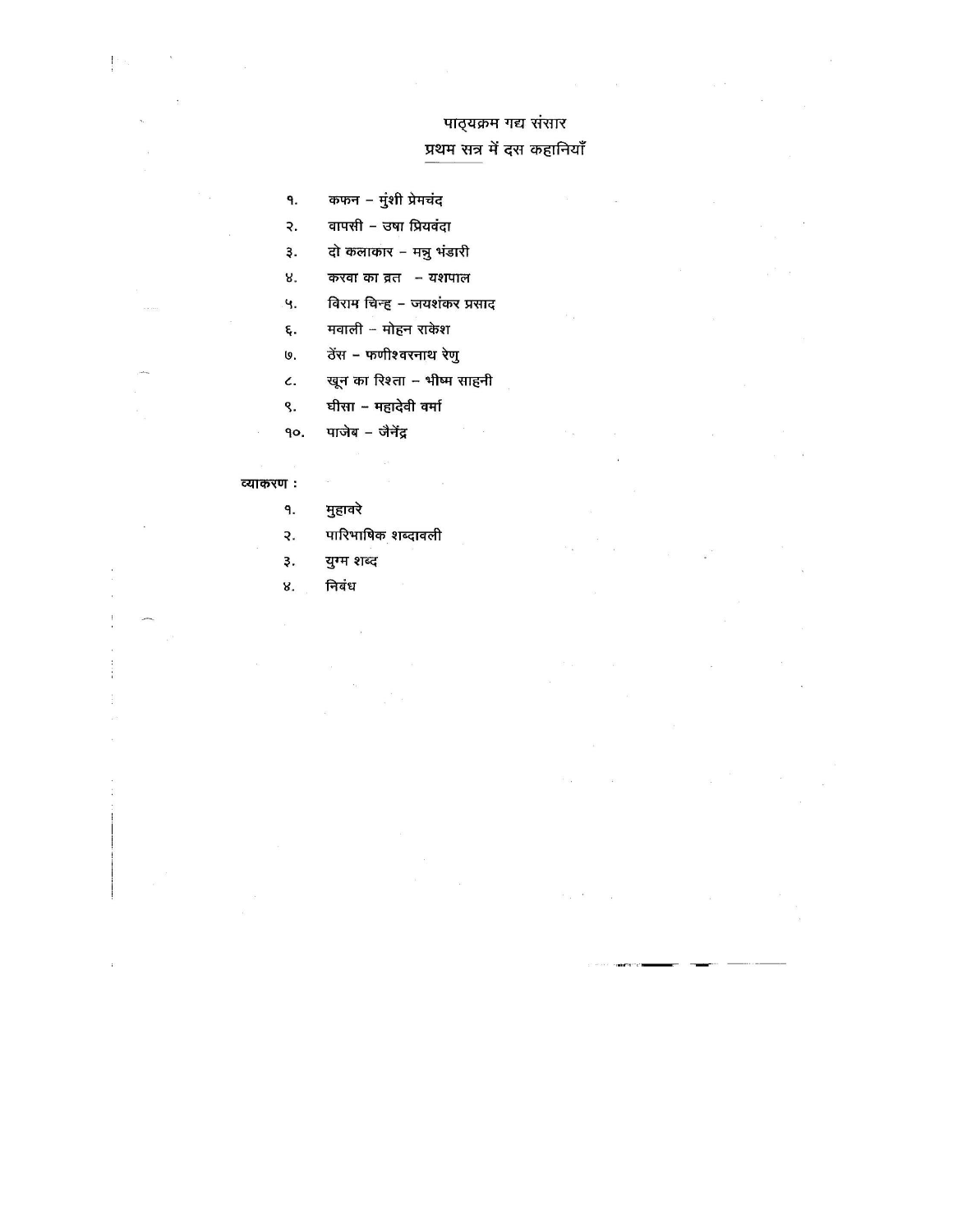## पाठ्यक्रम गद्य संसार

### प्रथम सत्र में दस कहानियाँ

१. कफन – मुंशी प्रेमचंद

२. वापसी – उषा प्रियवंदा

३. दो कलाकार – मन्नु भंडारी

४. करवा का व्रत – यशपाल

५. विराम चिन्ह – जयशंकर प्रसाद

६. मवाली – मोहन राकेश

७. ठेंस – फणीश्वरनाथ रेणु

८. खून का रिश्ता – भीष्म साहनी

९. घीसा – महादेवी वर्मा

१०. पाजेब – जैनेंद्र

**व्याकरण :**

१. मुहावरे

२. पारिभाषिक शब्दावली

३. युग्म शब्द

४. निबंध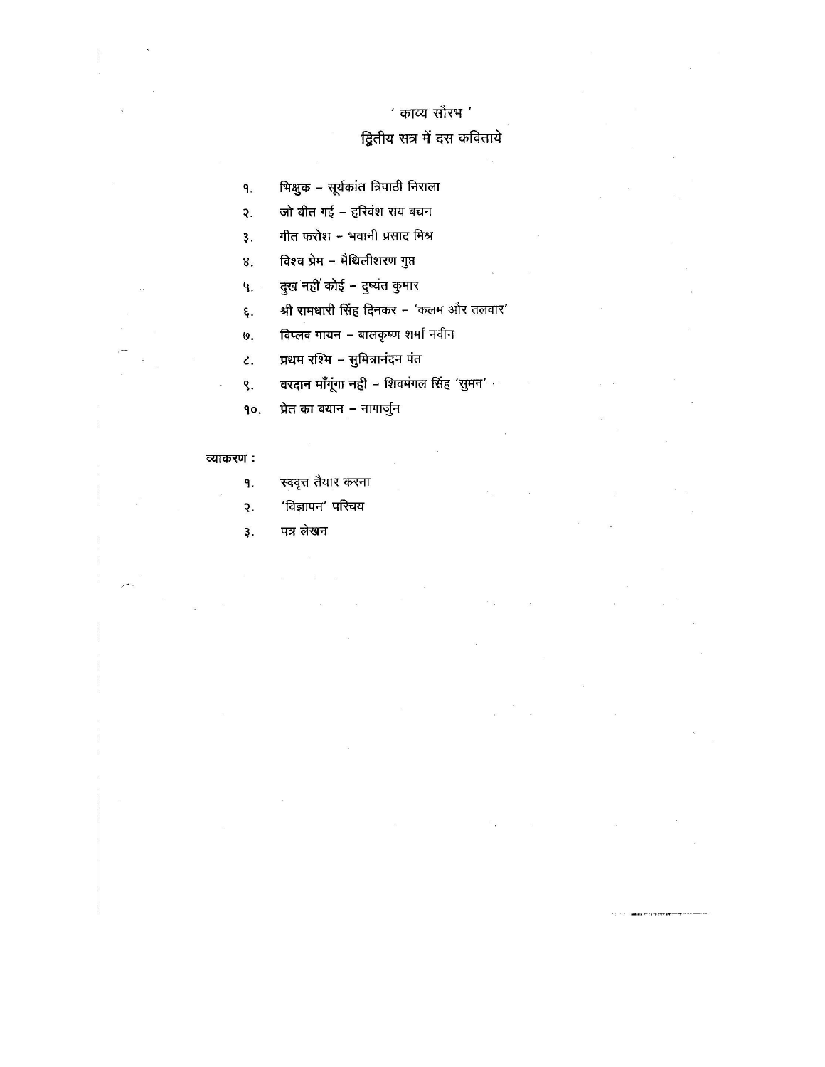## ' काव्य सौरभ '

### द्वितीय सत्र में दस कवितायें

१. भिक्षुक – सूर्यकांत त्रिपाठी निराला

२. जो बीत गई – हरिवंश राय बच्चन

३. गीत फरोश – भवानी प्रसाद मिश्र

४. विश्व प्रेम – मैथिलीशरण गुप्त

५. दुख नहीं कोई – दुष्यंत कुमार

६. श्री रामधारी सिंह दिनकर – 'कलम और तलवार'

७. विप्लव गायन – बालकृष्ण शर्मा नवीन

८. प्रथम रश्मि – सुमित्रानंदन पंत

९. वरदान माँगूंगा नही – शिवमंगल सिंह 'सुमन'

१०. प्रेत का बयान – नागार्जुन

**व्याकरण :**

१. स्ववृत्त तैयार करना

२. 'विज्ञापन' परिचय

३. पत्र लेखन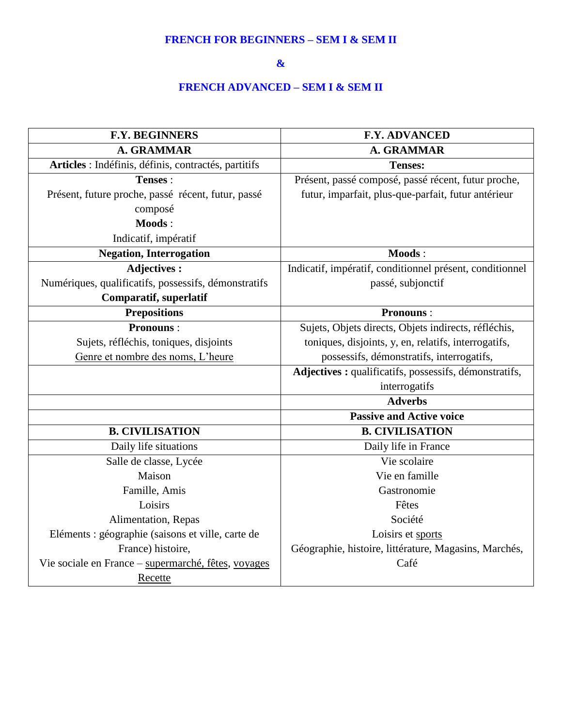**FRENCH FOR BEGINNERS – SEM I & SEM II**

**&**

**FRENCH ADVANCED – SEM I & SEM II**

| F.Y. BEGINNERS | F.Y. ADVANCED |
|---|---|
| **A. GRAMMAR** | **A. GRAMMAR** |
| **Articles** : Indéfinis, définis, contractés, partitifs | **Tenses:** |
| **Tenses** :<br>Présent, future proche, passé récent, futur, passé composé<br>**Moods** :<br>Indicatif, impératif | Présent, passé composé, passé récent, futur proche, futur, imparfait, plus-que-parfait, futur antérieur |
| **Negation, Interrogation** | **Moods** : |
| **Adjectives :**<br>Numériques, qualificatifs, possessifs, démonstratifs<br>**Comparatif, superlatif** | Indicatif, impératif, conditionnel présent, conditionnel passé, subjonctif |
| **Prepositions** | **Pronouns** : |
| **Pronouns** :<br>Sujets, réfléchis, toniques, disjoints<br><u>Genre et nombre des noms, L'heure</u> | Sujets, Objets directs, Objets indirects, réfléchis, toniques, disjoints, y, en, relatifs, interrogatifs, possessifs, démonstratifs, interrogatifs, |
| | **Adjectives :** qualificatifs, possessifs, démonstratifs, interrogatifs |
| | **Adverbs** |
| | **Passive and Active voice** |
| **B. CIVILISATION** | **B. CIVILISATION** |
| Daily life situations | Daily life in France |
| Salle de classe, Lycée<br>Maison<br>Famille, Amis<br>Loisirs<br>Alimentation, Repas<br>Eléments : géographie (saisons et ville, carte de France) histoire,<br>Vie sociale en France – <u>supermarché, fêtes</u>, <u>voyages</u><br><u>Recette</u> | Vie scolaire<br>Vie en famille<br>Gastronomie<br>Fêtes<br>Société<br>Loisirs et <u>sports</u><br>Géographie, histoire, littérature, Magasins, Marchés, Café |